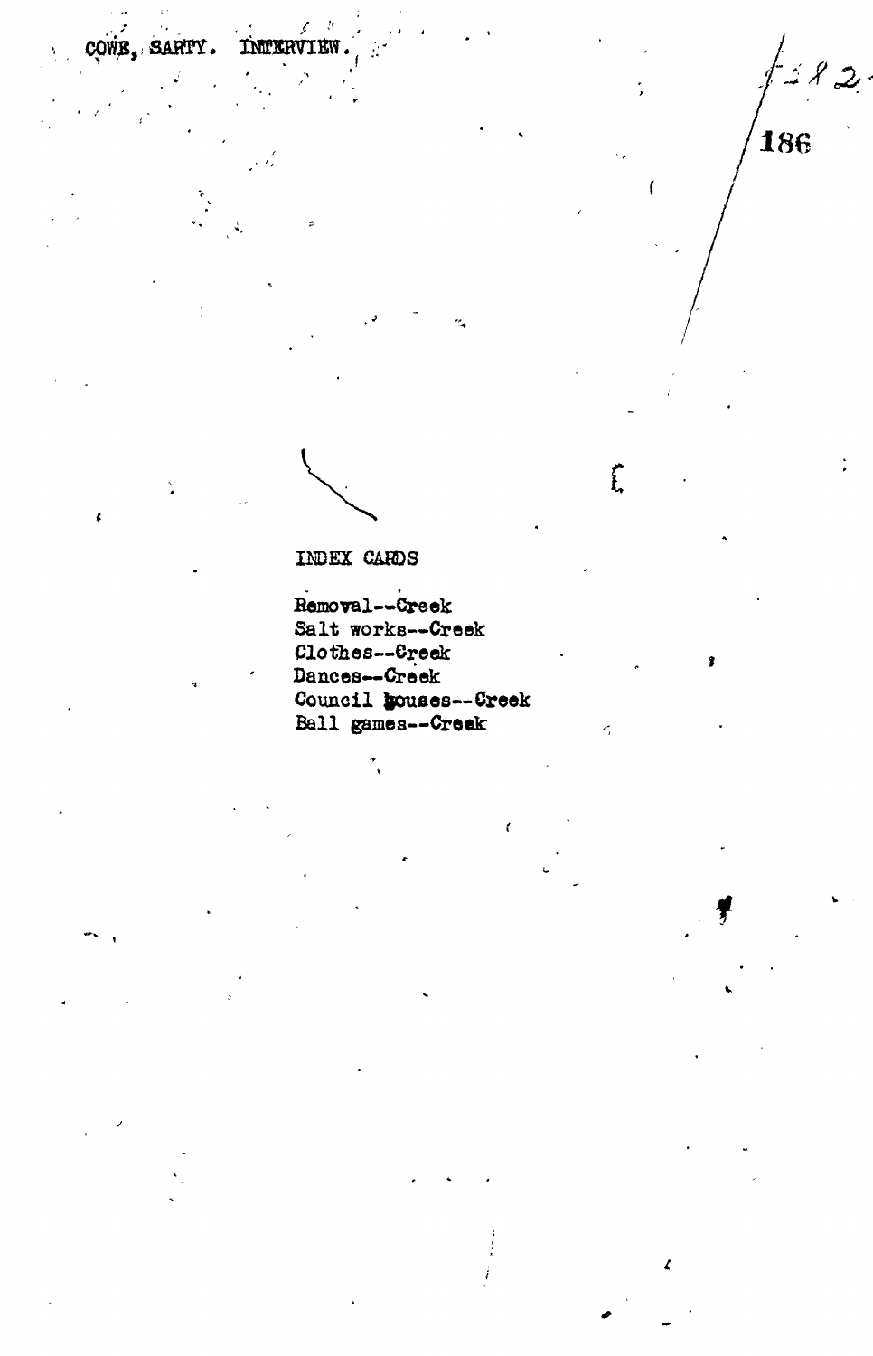COWE, SARTY. INTERVIEW.

INDEX CARDS

Removal--Creek
Salt works--Creek
Clothes--Creek
Dances--Creek
Council houses--Creek
Ball games--Creek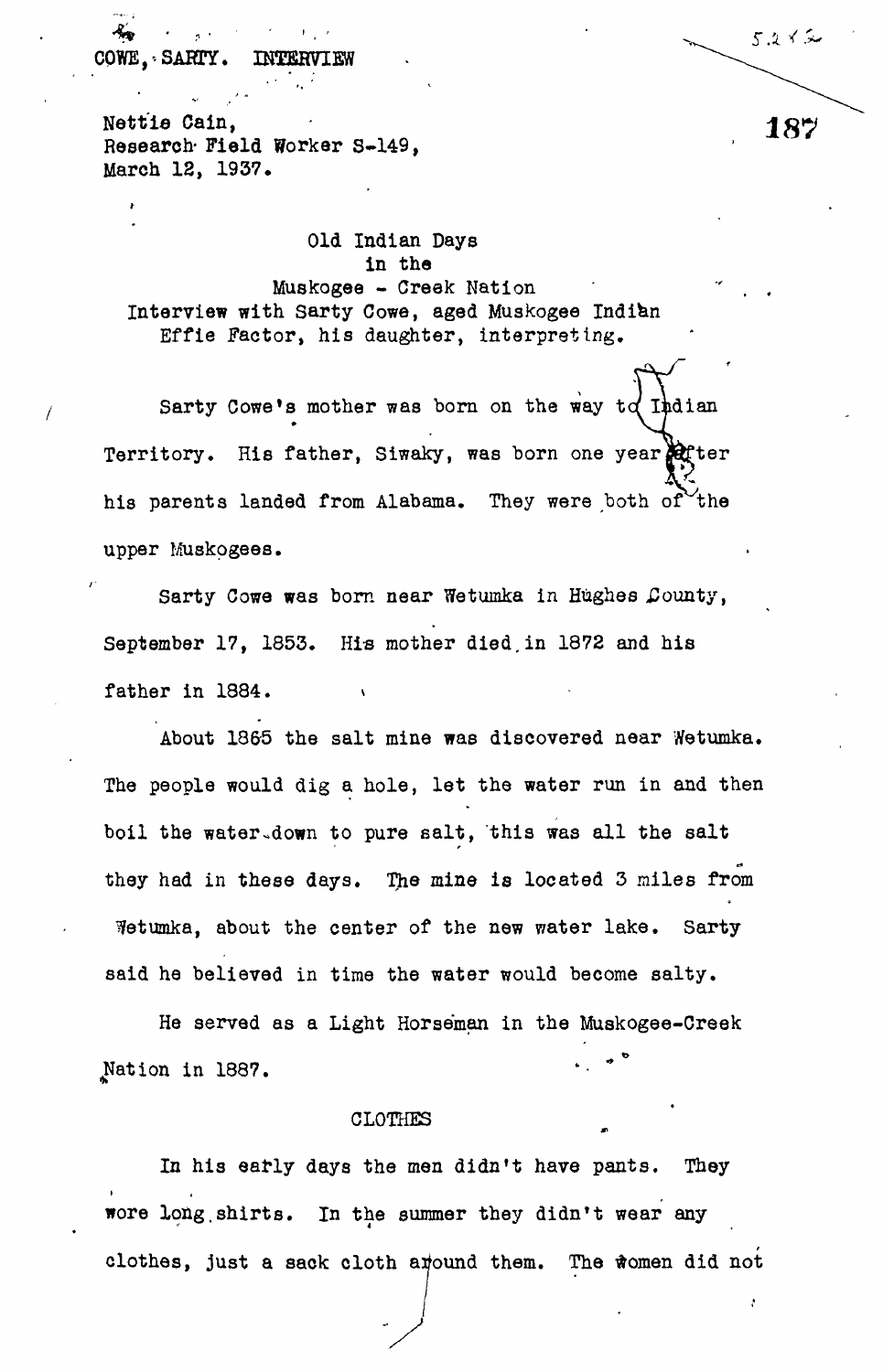COWE, SARTY. INTERVIEW

Nettie Cain,
Research Field Worker S-149,
March 12, 1937.

Old Indian Days
in the
Muskogee - Creek Nation
Interview with Sarty Cowe, aged Muskogee Indian
Effie Factor, his daughter, interpreting.

Sarty Cowe's mother was born on the way to Indian Territory. His father, Siwaky, was born one year after his parents landed from Alabama. They were both of the upper Muskogees.

Sarty Cowe was born near Wetumka in Hughes County, September 17, 1853. His mother died in 1872 and his father in 1884.

About 1865 the salt mine was discovered near Wetumka. The people would dig a hole, let the water run in and then boil the water down to pure salt, this was all the salt they had in these days. The mine is located 3 miles from Wetumka, about the center of the new water lake. Sarty said he believed in time the water would become salty.

He served as a Light Horseman in the Muskogee-Creek Nation in 1887.

## CLOTHES

In his early days the men didn't have pants. They wore long shirts. In the summer they didn't wear any clothes, just a sack cloth around them. The women did not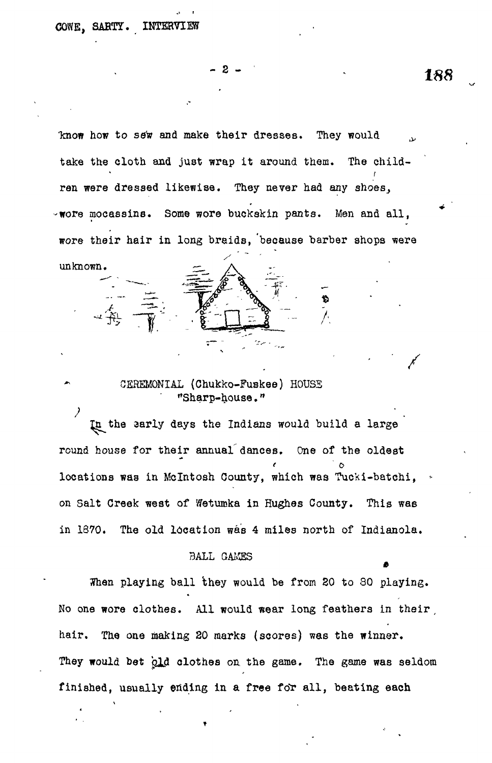know how to sew and make their dresses. They would take the cloth and just wrap it around them. The children were dressed likewise. They never had any shoes, wore mocassins. Some wore buckskin pants. Men and all, wore their hair in long braids, because barber shops were unknown.

CEREMONIAL (Chukko-Fuskee) HOUSE
"Sharp-house."

In the early days the Indians would build a large round house for their annual dances. One of the oldest locations was in McIntosh County, which was Tucki-batchi, on Salt Creek west of Wetumka in Hughes County. This was in 1870. The old location was 4 miles north of Indianola.

BALL GAMES

When playing ball they would be from 20 to 80 playing. No one wore clothes. All would wear long feathers in their hair. The one making 20 marks (scores) was the winner. They would bet old clothes on the game. The game was seldom finished, usually ending in a free for all, beating each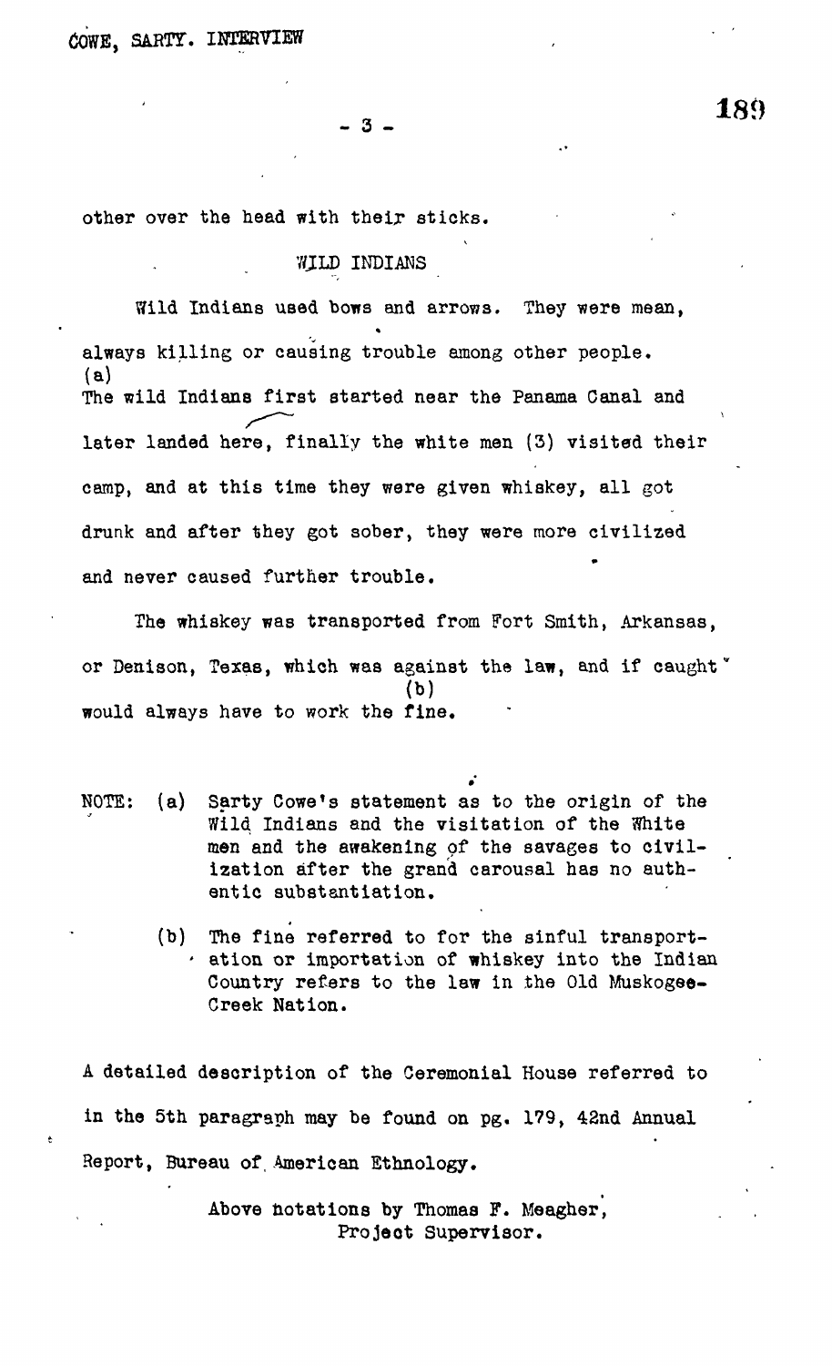other over the head with their sticks.

## WILD INDIANS

Wild Indians used bows and arrows. They were mean, always killing or causing trouble among other people. (a) The wild Indians first started near the Panama Canal and later landed here, finally the white men (3) visited their camp, and at this time they were given whiskey, all got drunk and after they got sober, they were more civilized and never caused further trouble.

The whiskey was transported from Fort Smith, Arkansas, or Denison, Texas, which was against the law, and if caught would always have to work the fine. (b)

NOTE: (a) Sarty Cowe's statement as to the origin of the Wild Indians and the visitation of the White men and the awakening of the savages to civilization after the grand carousal has no authentic substantiation.

(b) The fine referred to for the sinful transportation or importation of whiskey into the Indian Country refers to the law in the Old Muskogee-Creek Nation.

A detailed description of the Ceremonial House referred to in the 5th paragraph may be found on pg. 179, 42nd Annual Report, Bureau of American Ethnology.

Above notations by Thomas F. Meagher,
Project Supervisor.